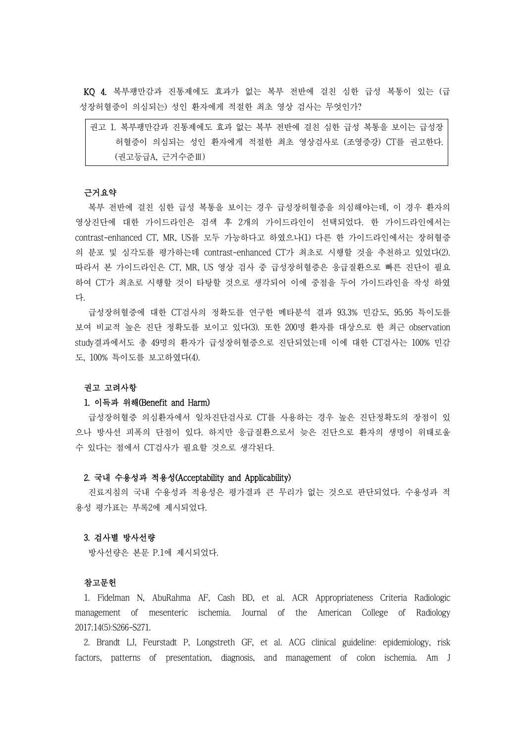**KQ 4.** 복부팽만감과 진통제에도 효과가 없는 복부 전반에 걸친 심한 급성 복통이 있는 (급성장허혈증이 의심되는) 성인 환자에게 적절한 최초 영상 검사는 무엇인가?

> 권고 1. 복부팽만감과 진통제에도 효과 없는 복부 전반에 걸친 심한 급성 복통을 보이는 급성장허혈증이 의심되는 성인 환자에게 적절한 최초 영상검사로 (조영증강) CT를 권고한다. (권고등급A, 근거수준Ⅲ)

### 근거요약

복부 전반에 걸친 심한 급성 복통을 보이는 경우 급성장허혈증을 의심해야는데, 이 경우 환자의 영상진단에 대한 가이드라인은 검색 후 2개의 가이드라인이 선택되었다. 한 가이드라인에서는 contrast-enhanced CT, MR, US를 모두 가능하다고 하였으나(1) 다른 한 가이드라인에서는 장허혈증의 분포 및 심각도를 평가하는데 contrast-enhanced CT가 최초로 시행할 것을 추천하고 있었다(2). 따라서 본 가이드라인은 CT, MR, US 영상 검사 중 급성장허혈증은 응급질환으로 빠른 진단이 필요하여 CT가 최초로 시행할 것이 타당할 것으로 생각되어 이에 중점을 두어 가이드라인을 작성 하였다.

급성장허혈증에 대한 CT검사의 정확도를 연구한 메타분석 결과 93.3% 민감도, 95.95 특이도를 보여 비교적 높은 진단 정확도를 보이고 있다(3). 또한 200명 환자를 대상으로 한 최근 observation study결과에서도 총 49명의 환자가 급성장허혈증으로 진단되었는데 이에 대한 CT검사는 100% 민감도, 100% 특이도를 보고하였다(4).

### 권고 고려사항

#### 1. 이득과 위해(Benefit and Harm)

급성장허혈증 의심환자에서 일차진단검사로 CT를 사용하는 경우 높은 진단정확도의 장점이 있으나 방사선 피폭의 단점이 있다. 하지만 응급질환으로서 늦은 진단으로 환자의 생명이 위태로울 수 있다는 점에서 CT검사가 필요할 것으로 생각된다.

#### 2. 국내 수용성과 적용성(Acceptability and Applicability)

진료지침의 국내 수용성과 적용성은 평가결과 큰 무리가 없는 것으로 판단되었다. 수용성과 적용성 평가표는 부록2에 제시되었다.

#### 3. 검사별 방사선량

방사선량은 본문 P.1에 제시되었다.

### 참고문헌

1. Fidelman N, AbuRahma AF, Cash BD, et al. ACR Appropriateness Criteria Radiologic management of mesenteric ischemia. Journal of the American College of Radiology 2017;14(5):S266-S271.

2. Brandt LJ, Feurstadt P, Longstreth GF, et al. ACG clinical guideline: epidemiology, risk factors, patterns of presentation, diagnosis, and management of colon ischemia. Am J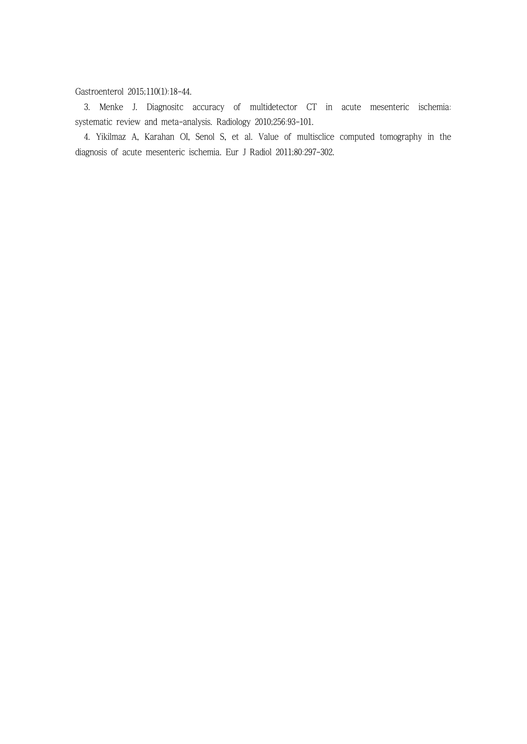Gastroenterol 2015;110(1):18-44.

3. Menke J. Diagnositc accuracy of multidetector CT in acute mesenteric ischemia: systematic review and meta-analysis. Radiology 2010;256:93-101.

4. Yikilmaz A, Karahan OI, Senol S, et al. Value of multisclice computed tomography in the diagnosis of acute mesenteric ischemia. Eur J Radiol 2011;80:297-302.